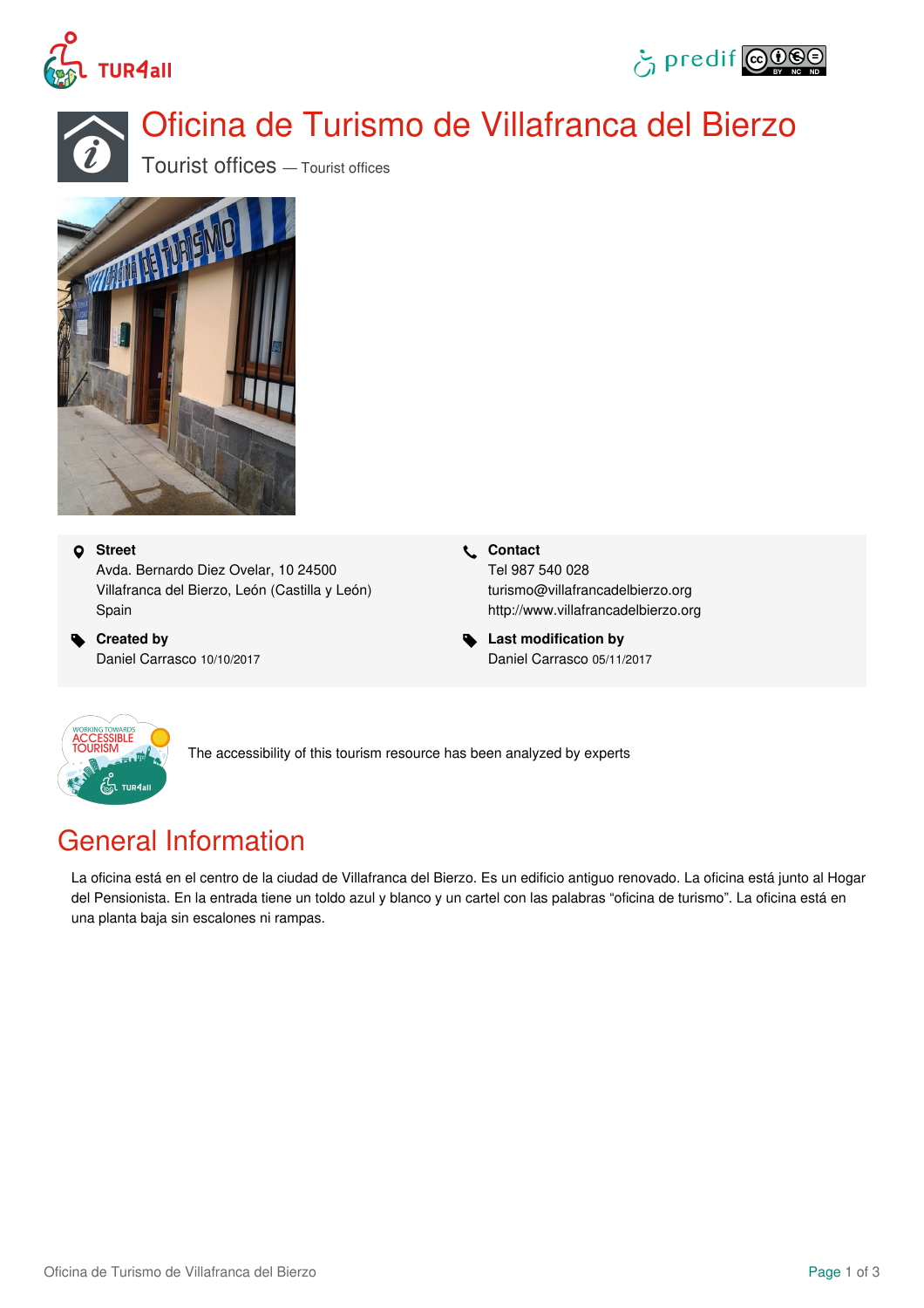# Oficina de Turismo de Villafranca del Bierzo

Tourist offices — Tourist offices

**Street**
Avda. Bernardo Diez Ovelar, 10 24500
Villafranca del Bierzo, León (Castilla y León)
Spain

**Contact**
Tel 987 540 028
turismo@villafrancadelbierzo.org
http://www.villafrancadelbierzo.org

**Created by**
Daniel Carrasco 10/10/2017

**Last modification by**
Daniel Carrasco 05/11/2017

The accessibility of this tourism resource has been analyzed by experts

## General Information

La oficina está en el centro de la ciudad de Villafranca del Bierzo. Es un edificio antiguo renovado. La oficina está junto al Hogar del Pensionista. En la entrada tiene un toldo azul y blanco y un cartel con las palabras “oficina de turismo”. La oficina está en una planta baja sin escalones ni rampas.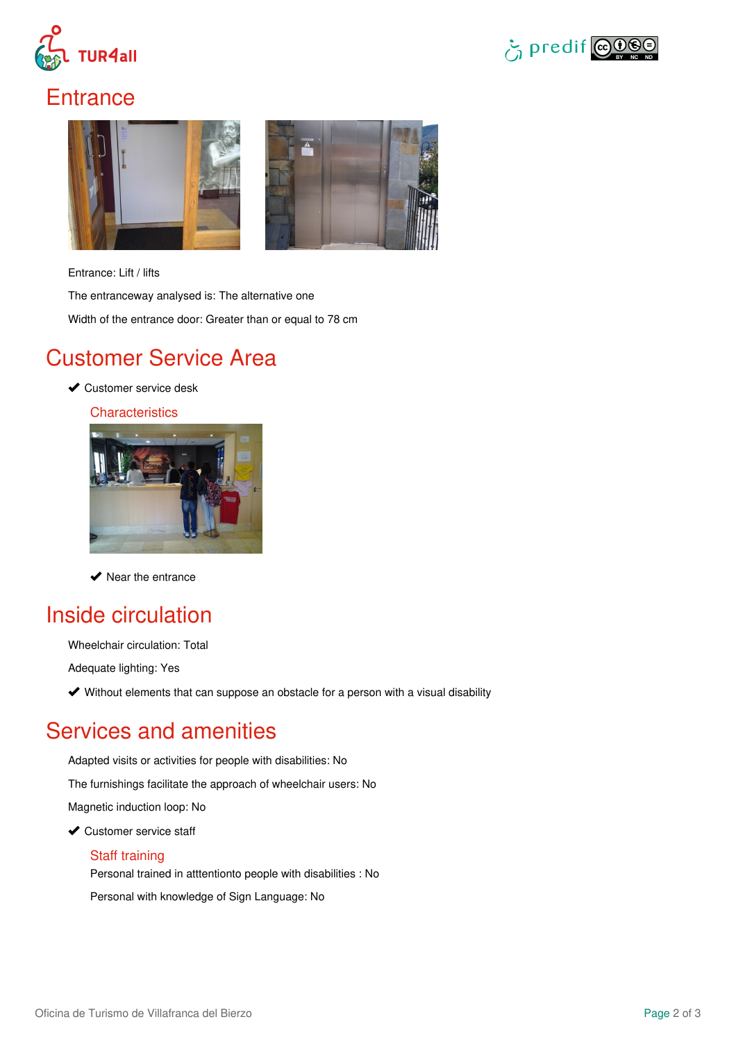# Entrance

Entrance: Lift / lifts

The entranceway analysed is: The alternative one

Width of the entrance door: Greater than or equal to 78 cm

# Customer Service Area

✔ Customer service desk

### Characteristics

✔ Near the entrance

# Inside circulation

Wheelchair circulation: Total

Adequate lighting: Yes

✔ Without elements that can suppose an obstacle for a person with a visual disability

# Services and amenities

Adapted visits or activities for people with disabilities: No

The furnishings facilitate the approach of wheelchair users: No

Magnetic induction loop: No

✔ Customer service staff

### Staff training

Personal trained in atttentionto people with disabilities : No

Personal with knowledge of Sign Language: No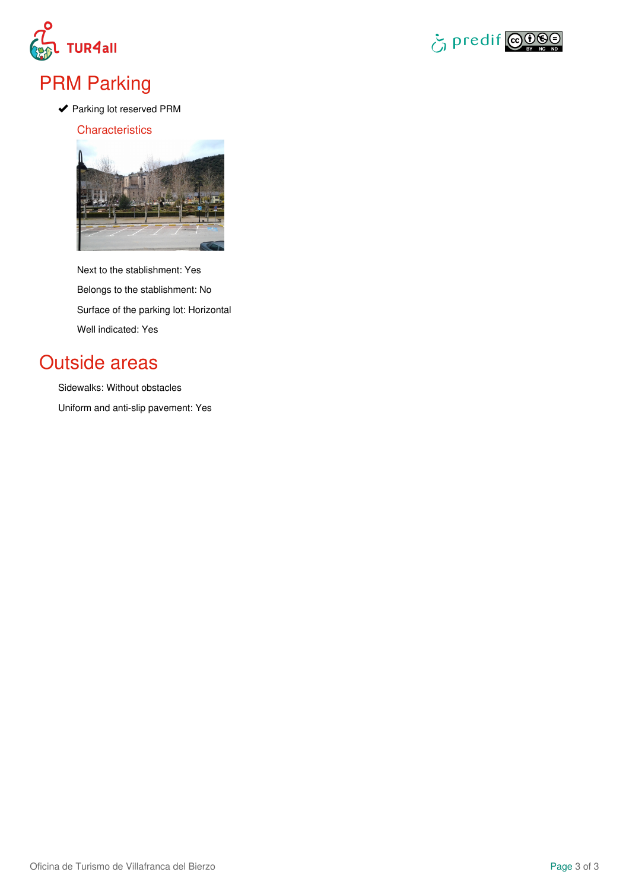# PRM Parking

✔ Parking lot reserved PRM

## Characteristics

Next to the stablishment: Yes

Belongs to the stablishment: No

Surface of the parking lot: Horizontal

Well indicated: Yes

# Outside areas

Sidewalks: Without obstacles

Uniform and anti-slip pavement: Yes